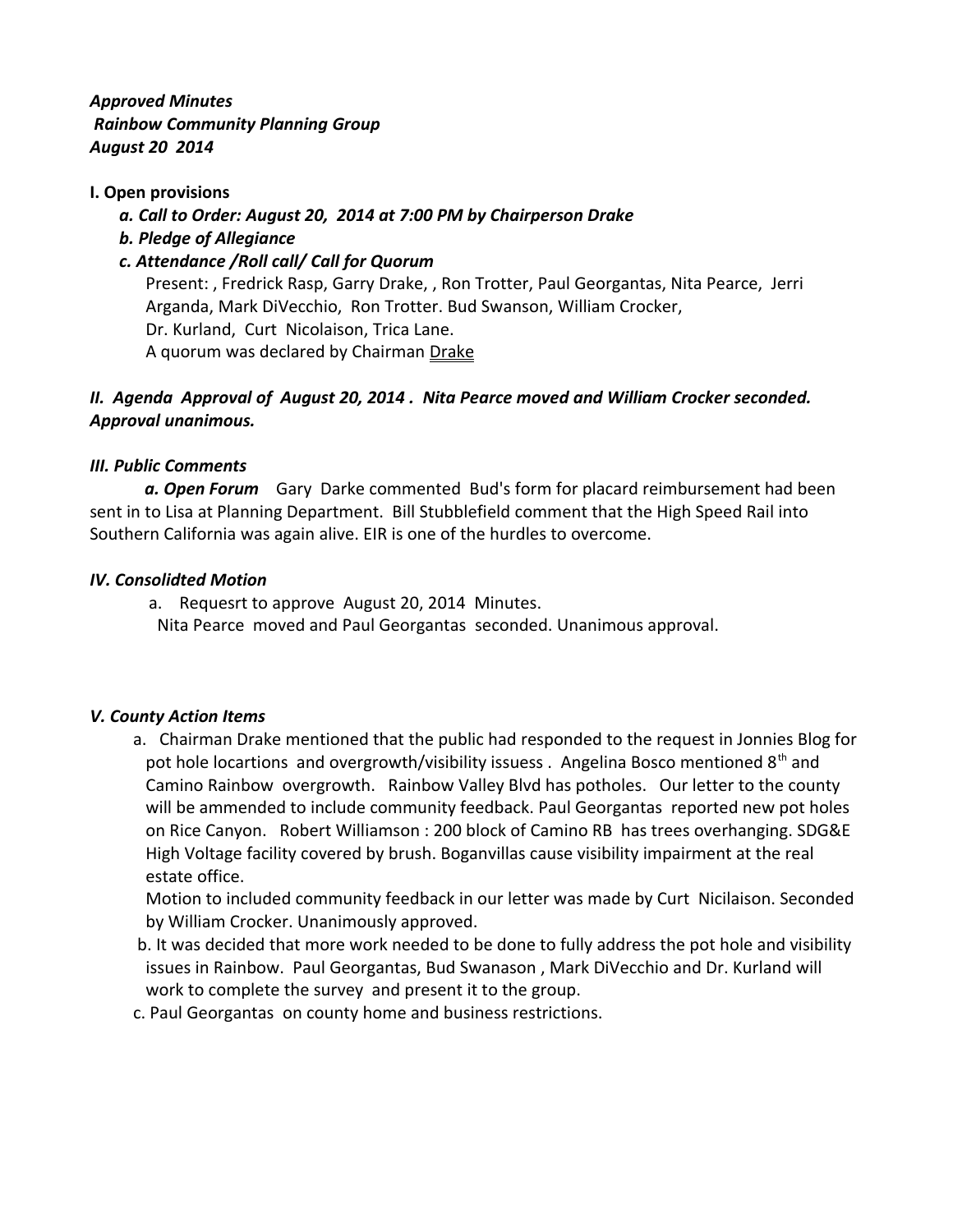***Approved Minutes***
***Rainbow Community Planning Group***
***August 20 2014***

**I. Open provisions**

- ***a. Call to Order: August 20, 2014 at 7:00 PM by Chairperson Drake***
- ***b. Pledge of Allegiance***
- ***c. Attendance /Roll call/ Call for Quorum***

  Present: , Fredrick Rasp, Garry Drake, , Ron Trotter, Paul Georgantas, Nita Pearce, Jerri Arganda, Mark DiVecchio, Ron Trotter. Bud Swanson, William Crocker, Dr. Kurland, Curt Nicolaison, Trica Lane.
  A quorum was declared by Chairman Drake

***II. Agenda Approval of August 20, 2014 . Nita Pearce moved and William Crocker seconded. Approval unanimous.***

***III. Public Comments***

***a. Open Forum*** Gary Darke commented Bud's form for placard reimbursement had been sent in to Lisa at Planning Department. Bill Stubblefield comment that the High Speed Rail into Southern California was again alive. EIR is one of the hurdles to overcome.

***IV. Consolidted Motion***

a. Requesrt to approve August 20, 2014 Minutes.
Nita Pearce moved and Paul Georgantas seconded. Unanimous approval.

***V. County Action Items***

a. Chairman Drake mentioned that the public had responded to the request in Jonnies Blog for pot hole locartions and overgrowth/visibility issuess . Angelina Bosco mentioned 8th and Camino Rainbow overgrowth. Rainbow Valley Blvd has potholes. Our letter to the county will be ammended to include community feedback. Paul Georgantas reported new pot holes on Rice Canyon. Robert Williamson : 200 block of Camino RB has trees overhanging. SDG&E High Voltage facility covered by brush. Boganvillas cause visibility impairment at the real estate office.
Motion to included community feedback in our letter was made by Curt Nicilaison. Seconded by William Crocker. Unanimously approved.

b. It was decided that more work needed to be done to fully address the pot hole and visibility issues in Rainbow. Paul Georgantas, Bud Swanason , Mark DiVecchio and Dr. Kurland will work to complete the survey and present it to the group.

c. Paul Georgantas on county home and business restrictions.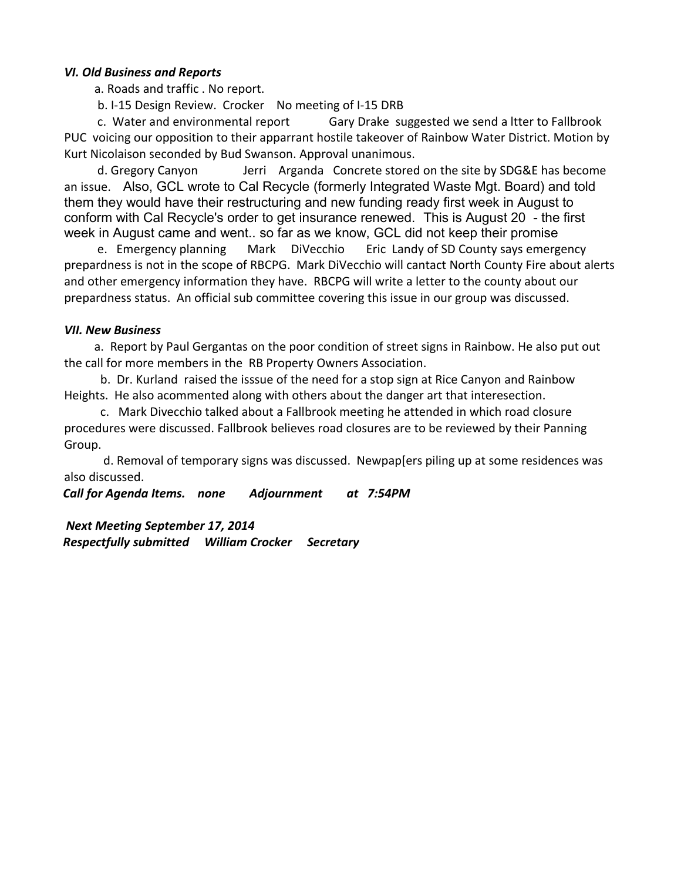***VI. Old Business and Reports***

a. Roads and traffic . No report.

b. I-15 Design Review. Crocker No meeting of I-15 DRB

c. Water and environmental report Gary Drake suggested we send a ltter to Fallbrook PUC voicing our opposition to their apparrant hostile takeover of Rainbow Water District. Motion by Kurt Nicolaison seconded by Bud Swanson. Approval unanimous.

d. Gregory Canyon Jerri Arganda Concrete stored on the site by SDG&E has become an issue. Also, GCL wrote to Cal Recycle (formerly Integrated Waste Mgt. Board) and told them they would have their restructuring and new funding ready first week in August to conform with Cal Recycle's order to get insurance renewed. This is August 20 - the first week in August came and went.. so far as we know, GCL did not keep their promise

e. Emergency planning Mark DiVecchio Eric Landy of SD County says emergency prepardness is not in the scope of RBCPG. Mark DiVecchio will cantact North County Fire about alerts and other emergency information they have. RBCPG will write a letter to the county about our prepardness status. An official sub committee covering this issue in our group was discussed.

***VII. New Business***

a. Report by Paul Gergantas on the poor condition of street signs in Rainbow. He also put out the call for more members in the RB Property Owners Association.

b. Dr. Kurland raised the isssue of the need for a stop sign at Rice Canyon and Rainbow Heights. He also acommented along with others about the danger art that interesection.

c. Mark Divecchio talked about a Fallbrook meeting he attended in which road closure procedures were discussed. Fallbrook believes road closures are to be reviewed by their Panning Group.

d. Removal of temporary signs was discussed. Newpap[ers piling up at some residences was also discussed.

***Call for Agenda Items. none Adjournment at 7:54PM***

***Next Meeting September 17, 2014***

***Respectfully submitted William Crocker Secretary***